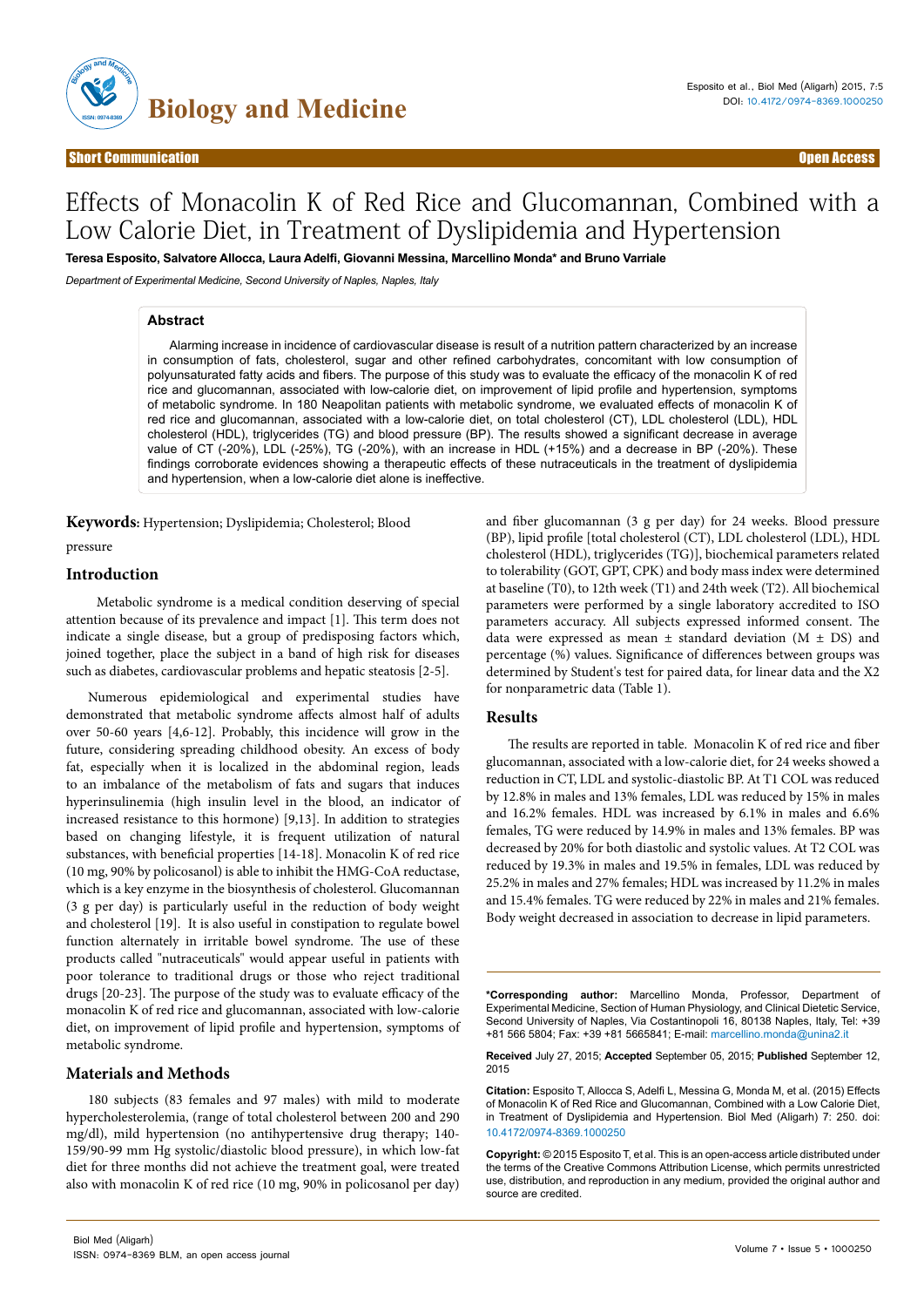Short Communication | Open Access

# Effects of Monacolin K of Red Rice and Glucomannan, Combined with a Low Calorie Diet, in Treatment of Dyslipidemia and Hypertension

**Teresa Esposito, Salvatore Allocca, Laura Adelfi, Giovanni Messina, Marcellino Monda\* and Bruno Varriale**

*Department of Experimental Medicine, Second University of Naples, Naples, Italy*

## Abstract

Alarming increase in incidence of cardiovascular disease is result of a nutrition pattern characterized by an increase in consumption of fats, cholesterol, sugar and other refined carbohydrates, concomitant with low consumption of polyunsaturated fatty acids and fibers. The purpose of this study was to evaluate the efficacy of the monacolin K of red rice and glucomannan, associated with low-calorie diet, on improvement of lipid profile and hypertension, symptoms of metabolic syndrome. In 180 Neapolitan patients with metabolic syndrome, we evaluated effects of monacolin K of red rice and glucomannan, associated with a low-calorie diet, on total cholesterol (CT), LDL cholesterol (LDL), HDL cholesterol (HDL), triglycerides (TG) and blood pressure (BP). The results showed a significant decrease in average value of CT (-20%), LDL (-25%), TG (-20%), with an increase in HDL (+15%) and a decrease in BP (-20%). These findings corroborate evidences showing a therapeutic effects of these nutraceuticals in the treatment of dyslipidemia and hypertension, when a low-calorie diet alone is ineffective.

**Keywords:** Hypertension; Dyslipidemia; Cholesterol; Blood pressure

## Introduction

Metabolic syndrome is a medical condition deserving of special attention because of its prevalence and impact [1]. This term does not indicate a single disease, but a group of predisposing factors which, joined together, place the subject in a band of high risk for diseases such as diabetes, cardiovascular problems and hepatic steatosis [2-5].

Numerous epidemiological and experimental studies have demonstrated that metabolic syndrome affects almost half of adults over 50-60 years [4,6-12]. Probably, this incidence will grow in the future, considering spreading childhood obesity. An excess of body fat, especially when it is localized in the abdominal region, leads to an imbalance of the metabolism of fats and sugars that induces hyperinsulinemia (high insulin level in the blood, an indicator of increased resistance to this hormone) [9,13]. In addition to strategies based on changing lifestyle, it is frequent utilization of natural substances, with beneficial properties [14-18]. Monacolin K of red rice (10 mg, 90% by policosanol) is able to inhibit the HMG-CoA reductase, which is a key enzyme in the biosynthesis of cholesterol. Glucomannan (3 g per day) is particularly useful in the reduction of body weight and cholesterol [19]. It is also useful in constipation to regulate bowel function alternately in irritable bowel syndrome. The use of these products called "nutraceuticals" would appear useful in patients with poor tolerance to traditional drugs or those who reject traditional drugs [20-23]. The purpose of the study was to evaluate efficacy of the monacolin K of red rice and glucomannan, associated with low-calorie diet, on improvement of lipid profile and hypertension, symptoms of metabolic syndrome.

## Materials and Methods

180 subjects (83 females and 97 males) with mild to moderate hypercholesterolemia, (range of total cholesterol between 200 and 290 mg/dl), mild hypertension (no antihypertensive drug therapy; 140-159/90-99 mm Hg systolic/diastolic blood pressure), in which low-fat diet for three months did not achieve the treatment goal, were treated also with monacolin K of red rice (10 mg, 90% in policosanol per day) and fiber glucomannan (3 g per day) for 24 weeks. Blood pressure (BP), lipid profile [total cholesterol (CT), LDL cholesterol (LDL), HDL cholesterol (HDL), triglycerides (TG)], biochemical parameters related to tolerability (GOT, GPT, CPK) and body mass index were determined at baseline (T0), to 12th week (T1) and 24th week (T2). All biochemical parameters were performed by a single laboratory accredited to ISO parameters accuracy. All subjects expressed informed consent. The data were expressed as mean ± standard deviation (M ± DS) and percentage (%) values. Significance of differences between groups was determined by Student's test for paired data, for linear data and the X2 for nonparametric data (Table 1).

## Results

The results are reported in table. Monacolin K of red rice and fiber glucomannan, associated with a low-calorie diet, for 24 weeks showed a reduction in CT, LDL and systolic-diastolic BP. At T1 COL was reduced by 12.8% in males and 13% females, LDL was reduced by 15% in males and 16.2% females. HDL was increased by 6.1% in males and 6.6% females, TG were reduced by 14.9% in males and 13% females. BP was decreased by 20% for both diastolic and systolic values. At T2 COL was reduced by 19.3% in males and 19.5% in females, LDL was reduced by 25.2% in males and 27% females; HDL was increased by 11.2% in males and 15.4% females. TG were reduced by 22% in males and 21% females. Body weight decreased in association to decrease in lipid parameters.

**\*Corresponding author:** Marcellino Monda, Professor, Department of Experimental Medicine, Section of Human Physiology, and Clinical Dietetic Service, Second University of Naples, Via Costantinopoli 16, 80138 Naples, Italy, Tel: +39 +81 566 5804; Fax: +39 +81 5665841; E-mail: marcellino.monda@unina2.it

**Received** July 27, 2015; **Accepted** September 05, 2015; **Published** September 12, 2015

**Citation:** Esposito T, Allocca S, Adelfi L, Messina G, Monda M, et al. (2015) Effects of Monacolin K of Red Rice and Glucomannan, Combined with a Low Calorie Diet, in Treatment of Dyslipidemia and Hypertension. Biol Med (Aligarh) 7: 250. doi: 10.4172/0974-8369.1000250

**Copyright:** © 2015 Esposito T, et al. This is an open-access article distributed under the terms of the Creative Commons Attribution License, which permits unrestricted use, distribution, and reproduction in any medium, provided the original author and source are credited.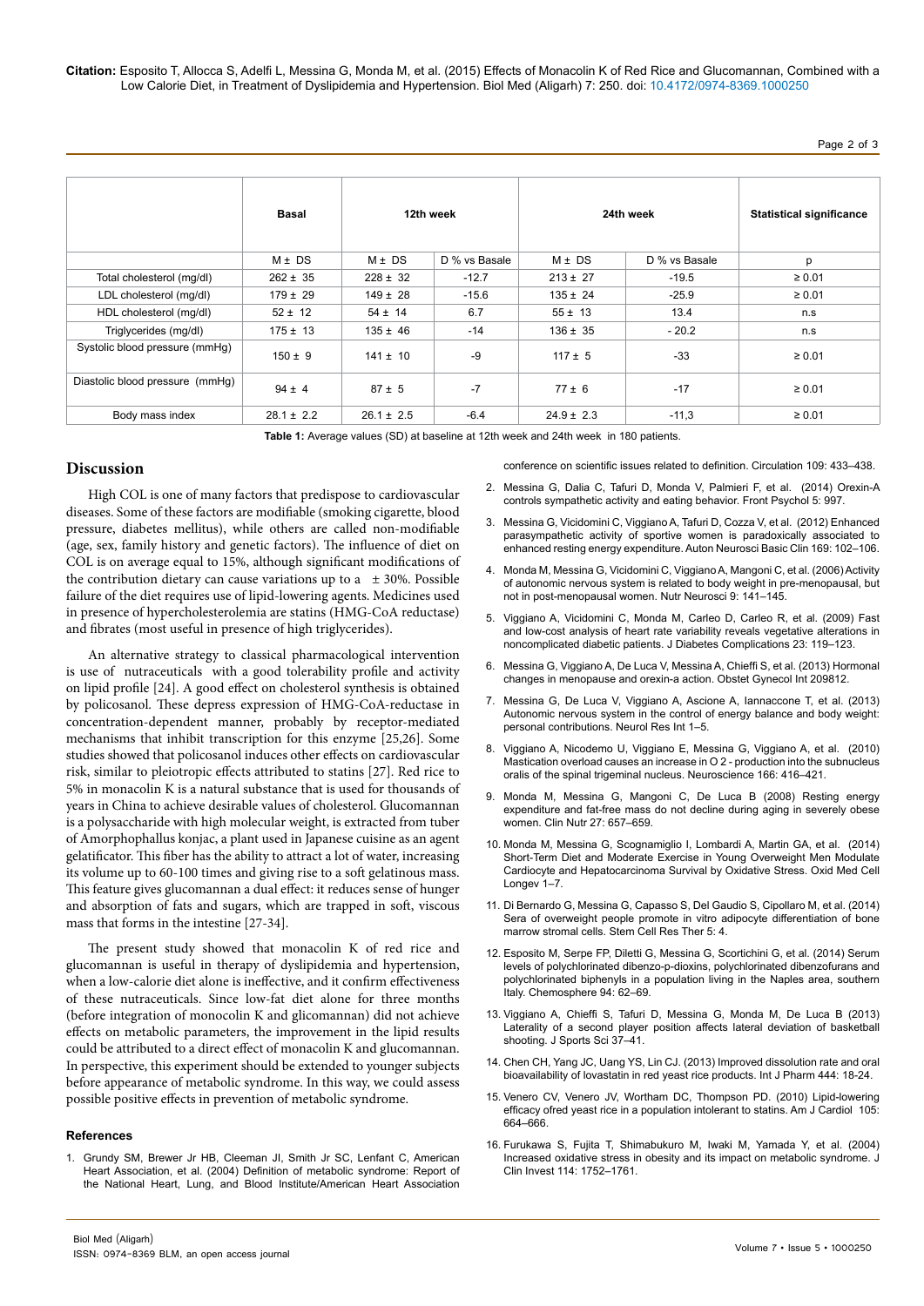| | Basal | 12th week | | 24th week | | Statistical significance |
|---|---|---|---|---|---|---|
| | M ± DS | M ± DS | D % vs Basale | M ± DS | D % vs Basale | p |
| Total cholesterol (mg/dl) | 262 ± 35 | 228 ± 32 | -12.7 | 213 ± 27 | -19.5 | ≥ 0.01 |
| LDL cholesterol (mg/dl) | 179 ± 29 | 149 ± 28 | -15.6 | 135 ± 24 | -25.9 | ≥ 0.01 |
| HDL cholesterol (mg/dl) | 52 ± 12 | 54 ± 14 | 6.7 | 55 ± 13 | 13.4 | n.s |
| Triglycerides (mg/dl) | 175 ± 13 | 135 ± 46 | -14 | 136 ± 35 | - 20.2 | n.s |
| Systolic blood pressure (mmHg) | 150 ± 9 | 141 ± 10 | -9 | 117 ± 5 | -33 | ≥ 0.01 |
| Diastolic blood pressure (mmHg) | 94 ± 4 | 87 ± 5 | -7 | 77 ± 6 | -17 | ≥ 0.01 |
| Body mass index | 28.1 ± 2.2 | 26.1 ± 2.5 | -6.4 | 24.9 ± 2.3 | -11,3 | ≥ 0.01 |

**Table 1:** Average values (SD) at baseline at 12th week and 24th week in 180 patients.

## Discussion

High COL is one of many factors that predispose to cardiovascular diseases. Some of these factors are modifiable (smoking cigarette, blood pressure, diabetes mellitus), while others are called non-modifiable (age, sex, family history and genetic factors). The influence of diet on COL is on average equal to 15%, although significant modifications of the contribution dietary can cause variations up to a ± 30%. Possible failure of the diet requires use of lipid-lowering agents. Medicines used in presence of hypercholesterolemia are statins (HMG-CoA reductase) and fibrates (most useful in presence of high triglycerides).

An alternative strategy to classical pharmacological intervention is use of nutraceuticals with a good tolerability profile and activity on lipid profile [24]. A good effect on cholesterol synthesis is obtained by policosanol. These depress expression of HMG-CoA-reductase in concentration-dependent manner, probably by receptor-mediated mechanisms that inhibit transcription for this enzyme [25,26]. Some studies showed that policosanol induces other effects on cardiovascular risk, similar to pleiotropic effects attributed to statins [27]. Red rice to 5% in monacolin K is a natural substance that is used for thousands of years in China to achieve desirable values of cholesterol. Glucomannan is a polysaccharide with high molecular weight, is extracted from tuber of Amorphophallus konjac, a plant used in Japanese cuisine as an agent gelatificator. This fiber has the ability to attract a lot of water, increasing its volume up to 60-100 times and giving rise to a soft gelatinous mass. This feature gives glucomannan a dual effect: it reduces sense of hunger and absorption of fats and sugars, which are trapped in soft, viscous mass that forms in the intestine [27-34].

The present study showed that monacolin K of red rice and glucomannan is useful in therapy of dyslipidemia and hypertension, when a low-calorie diet alone is ineffective, and it confirm effectiveness of these nutraceuticals. Since low-fat diet alone for three months (before integration of monocolin K and glicomannan) did not achieve effects on metabolic parameters, the improvement in the lipid results could be attributed to a direct effect of monacolin K and glucomannan. In perspective, this experiment should be extended to younger subjects before appearance of metabolic syndrome. In this way, we could assess possible positive effects in prevention of metabolic syndrome.

### References

1. Grundy SM, Brewer Jr HB, Cleeman JI, Smith Jr SC, Lenfant C, American Heart Association, et al. (2004) Definition of metabolic syndrome: Report of the National Heart, Lung, and Blood Institute/American Heart Association conference on scientific issues related to definition. Circulation 109: 433–438.
2. Messina G, Dalia C, Tafuri D, Monda V, Palmieri F, et al. (2014) Orexin-A controls sympathetic activity and eating behavior. Front Psychol 5: 997.
3. Messina G, Vicidomini C, Viggiano A, Tafuri D, Cozza V, et al. (2012) Enhanced parasympathetic activity of sportive women is paradoxically associated to enhanced resting energy expenditure. Auton Neurosci Basic Clin 169: 102–106.
4. Monda M, Messina G, Vicidomini C, Viggiano A, Mangoni C, et al. (2006) Activity of autonomic nervous system is related to body weight in pre-menopausal, but not in post-menopausal women. Nutr Neurosci 9: 141–145.
5. Viggiano A, Vicidomini C, Monda M, Carleo D, Carleo R, et al. (2009) Fast and low-cost analysis of heart rate variability reveals vegetative alterations in noncomplicated diabetic patients. J Diabetes Complications 23: 119–123.
6. Messina G, Viggiano A, De Luca V, Messina A, Chieffi S, et al. (2013) Hormonal changes in menopause and orexin-a action. Obstet Gynecol Int 209812.
7. Messina G, De Luca V, Viggiano A, Ascione A, Iannaccone T, et al. (2013) Autonomic nervous system in the control of energy balance and body weight: personal contributions. Neurol Res Int 1–5.
8. Viggiano A, Nicodemo U, Viggiano E, Messina G, Viggiano A, et al. (2010) Mastication overload causes an increase in O 2 - production into the subnucleus oralis of the spinal trigeminal nucleus. Neuroscience 166: 416–421.
9. Monda M, Messina G, Mangoni C, De Luca B (2008) Resting energy expenditure and fat-free mass do not decline during aging in severely obese women. Clin Nutr 27: 657–659.
10. Monda M, Messina G, Scognamiglio I, Lombardi A, Martin GA, et al. (2014) Short-Term Diet and Moderate Exercise in Young Overweight Men Modulate Cardiocyte and Hepatocarcinoma Survival by Oxidative Stress. Oxid Med Cell Longev 1–7.
11. Di Bernardo G, Messina G, Capasso S, Del Gaudio S, Cipollaro M, et al. (2014) Sera of overweight people promote in vitro adipocyte differentiation of bone marrow stromal cells. Stem Cell Res Ther 5: 4.
12. Esposito M, Serpe FP, Diletti G, Messina G, Scortichini G, et al. (2014) Serum levels of polychlorinated dibenzo-p-dioxins, polychlorinated dibenzofurans and polychlorinated biphenyls in a population living in the Naples area, southern Italy. Chemosphere 94: 62–69.
13. Viggiano A, Chieffi S, Tafuri D, Messina G, Monda M, De Luca B (2013) Laterality of a second player position affects lateral deviation of basketball shooting. J Sports Sci 37–41.
14. Chen CH, Yang JC, Uang YS, Lin CJ. (2013) Improved dissolution rate and oral bioavailability of lovastatin in red yeast rice products. Int J Pharm 444: 18-24.
15. Venero CV, Venero JV, Wortham DC, Thompson PD. (2010) Lipid-lowering efficacy ofred yeast rice in a population intolerant to statins. Am J Cardiol 105: 664–666.
16. Furukawa S, Fujita T, Shimabukuro M, Iwaki M, Yamada Y, et al. (2004) Increased oxidative stress in obesity and its impact on metabolic syndrome. J Clin Invest 114: 1752–1761.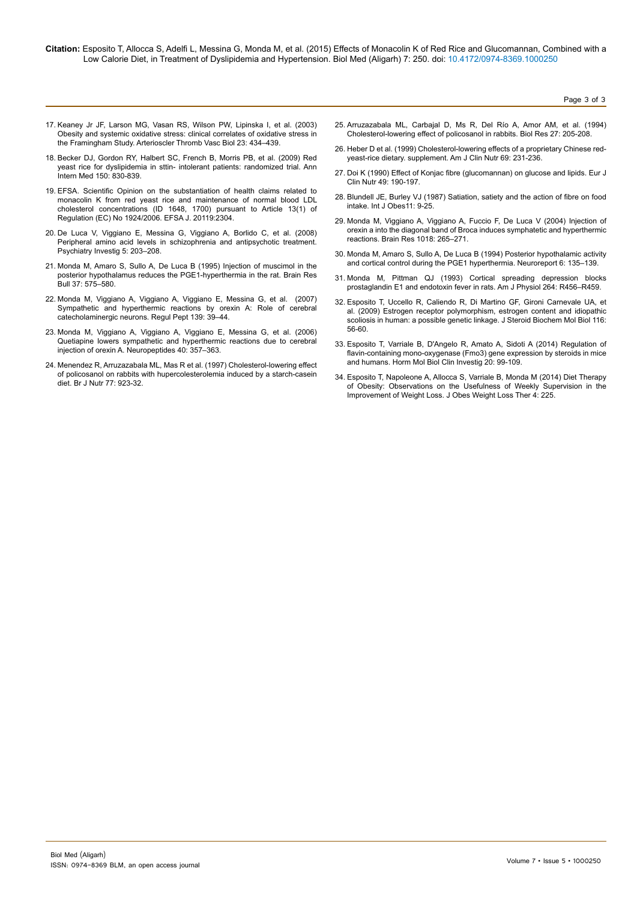17. Keaney Jr JF, Larson MG, Vasan RS, Wilson PW, Lipinska I, et al. (2003) Obesity and systemic oxidative stress: clinical correlates of oxidative stress in the Framingham Study. Arterioscler Thromb Vasc Biol 23: 434–439.

18. Becker DJ, Gordon RY, Halbert SC, French B, Morris PB, et al. (2009) Red yeast rice for dyslipidemia in sttin- intolerant patients: randomized trial. Ann Intern Med 150: 830-839.

19. EFSA. Scientific Opinion on the substantiation of health claims related to monacolin K from red yeast rice and maintenance of normal blood LDL cholesterol concentrations (ID 1648, 1700) pursuant to Article 13(1) of Regulation (EC) No 1924/2006. EFSA J. 20119:2304.

20. De Luca V, Viggiano E, Messina G, Viggiano A, Borlido C, et al. (2008) Peripheral amino acid levels in schizophrenia and antipsychotic treatment. Psychiatry Investig 5: 203–208.

21. Monda M, Amaro S, Sullo A, De Luca B (1995) Injection of muscimol in the posterior hypothalamus reduces the PGE1-hyperthermia in the rat. Brain Res Bull 37: 575–580.

22. Monda M, Viggiano A, Viggiano A, Viggiano E, Messina G, et al. (2007) Sympathetic and hyperthermic reactions by orexin A: Role of cerebral catecholaminergic neurons. Regul Pept 139: 39–44.

23. Monda M, Viggiano A, Viggiano A, Viggiano E, Messina G, et al. (2006) Quetiapine lowers sympathetic and hyperthermic reactions due to cerebral injection of orexin A. Neuropeptides 40: 357–363.

24. Menendez R, Arruzazabala ML, Mas R et al. (1997) Cholesterol-lowering effect of policosanol on rabbits with hupercolesterolemia induced by a starch-casein diet. Br J Nutr 77: 923-32.

25. Arruzazabala ML, Carbajal D, Ms R, Del Río A, Amor AM, et al. (1994) Cholesterol-lowering effect of policosanol in rabbits. Biol Res 27: 205-208.

26. Heber D et al. (1999) Cholesterol-lowering effects of a proprietary Chinese red-yeast-rice dietary. supplement. Am J Clin Nutr 69: 231-236.

27. Doi K (1990) Effect of Konjac fibre (glucomannan) on glucose and lipids. Eur J Clin Nutr 49: 190-197.

28. Blundell JE, Burley VJ (1987) Satiation, satiety and the action of fibre on food intake. Int J Obes11: 9-25.

29. Monda M, Viggiano A, Viggiano A, Fuccio F, De Luca V (2004) Injection of orexin a into the diagonal band of Broca induces symphatetic and hyperthermic reactions. Brain Res 1018: 265–271.

30. Monda M, Amaro S, Sullo A, De Luca B (1994) Posterior hypothalamic activity and cortical control during the PGE1 hyperthermia. Neuroreport 6: 135–139.

31. Monda M, Pittman QJ (1993) Cortical spreading depression blocks prostaglandin E1 and endotoxin fever in rats. Am J Physiol 264: R456–R459.

32. Esposito T, Uccello R, Caliendo R, Di Martino GF, Gironi Carnevale UA, et al. (2009) Estrogen receptor polymorphism, estrogen content and idiopathic scoliosis in human: a possible genetic linkage. J Steroid Biochem Mol Biol 116: 56-60.

33. Esposito T, Varriale B, D'Angelo R, Amato A, Sidoti A (2014) Regulation of flavin-containing mono-oxygenase (Fmo3) gene expression by steroids in mice and humans. Horm Mol Biol Clin Investig 20: 99-109.

34. Esposito T, Napoleone A, Allocca S, Varriale B, Monda M (2014) Diet Therapy of Obesity: Observations on the Usefulness of Weekly Supervision in the Improvement of Weight Loss. J Obes Weight Loss Ther 4: 225.